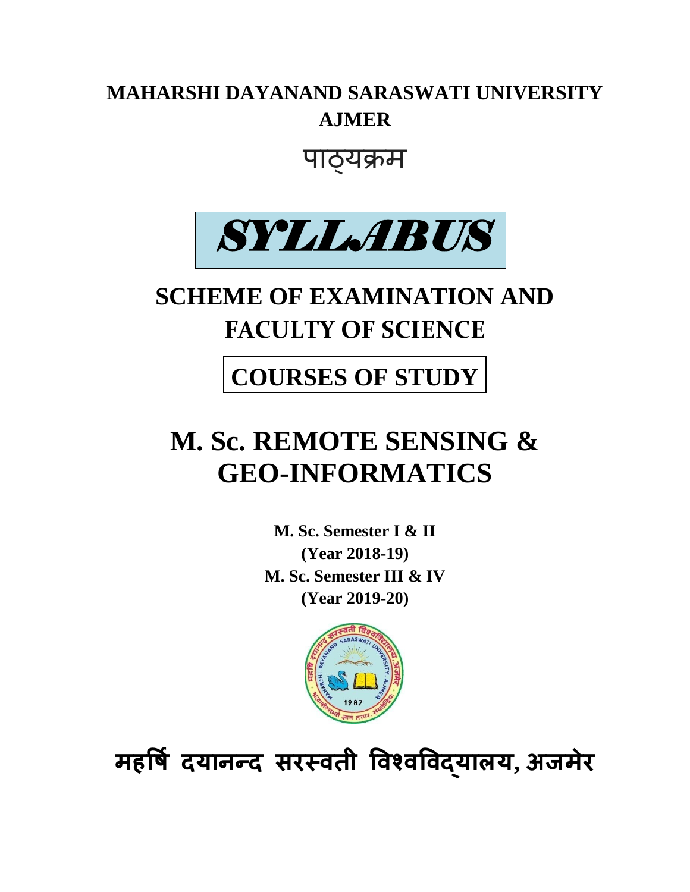# MAHARSHI DAYANAND SARASWATI UNIVERSITY AJMER

पाठ्यक्रम

# SYLLABUS

## SCHEME OF EXAMINATION AND FACULTY OF SCIENCE

## COURSES OF STUDY

# M. Sc. REMOTE SENSING & GEO-INFORMATICS

**M. Sc. Semester I & II**
**(Year 2018-19)**
**M. Sc. Semester III & IV**
**(Year 2019-20)**

**महर्षि दयानन्द सरस्वती विश्वविद्यालय, अजमेर**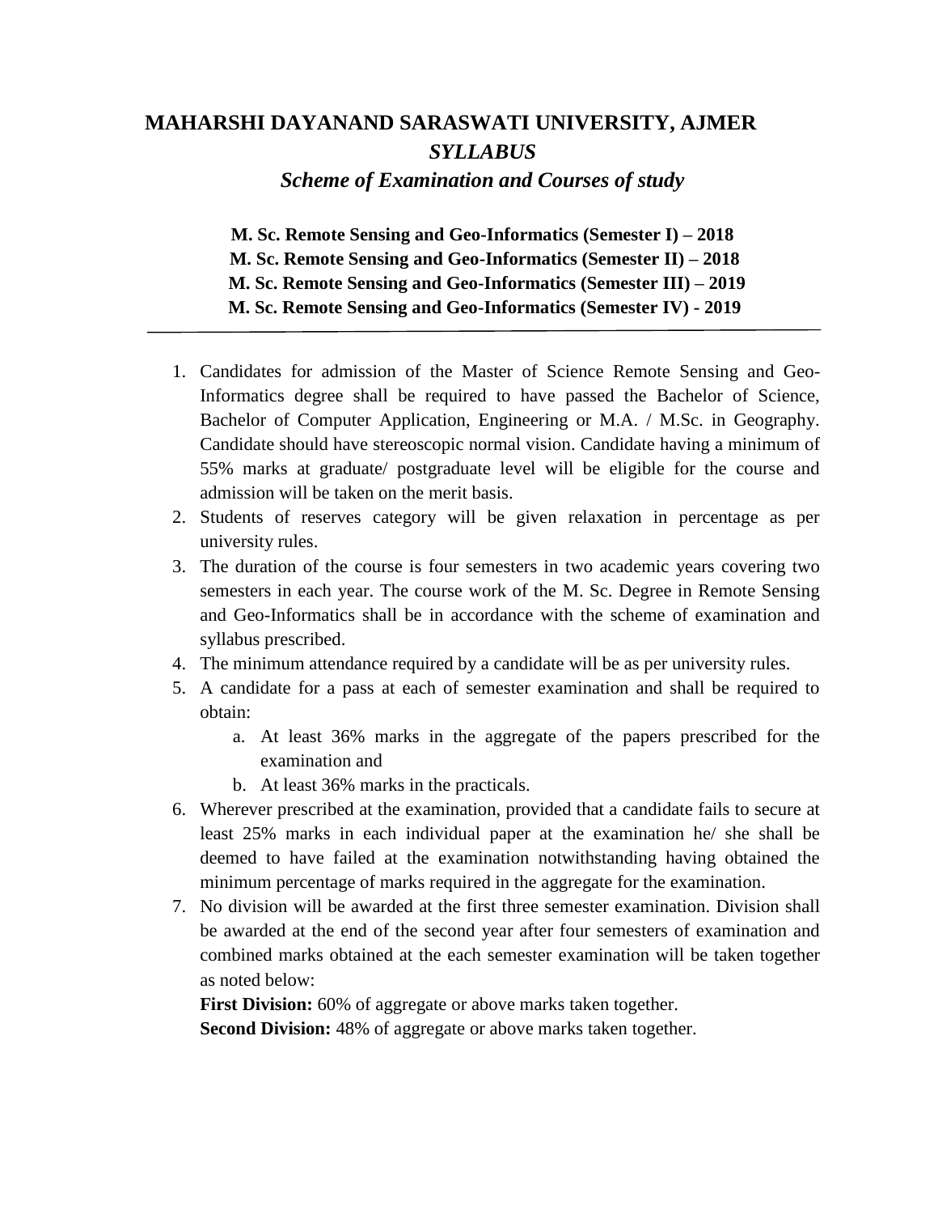# MAHARSHI DAYANAND SARASWATI UNIVERSITY, AJMER

## *SYLLABUS*

### *Scheme of Examination and Courses of study*

**M. Sc. Remote Sensing and Geo-Informatics (Semester I) – 2018**
**M. Sc. Remote Sensing and Geo-Informatics (Semester II) – 2018**
**M. Sc. Remote Sensing and Geo-Informatics (Semester III) – 2019**
**M. Sc. Remote Sensing and Geo-Informatics (Semester IV) - 2019**

---

1. Candidates for admission of the Master of Science Remote Sensing and Geo-Informatics degree shall be required to have passed the Bachelor of Science, Bachelor of Computer Application, Engineering or M.A. / M.Sc. in Geography. Candidate should have stereoscopic normal vision. Candidate having a minimum of 55% marks at graduate/ postgraduate level will be eligible for the course and admission will be taken on the merit basis.
2. Students of reserves category will be given relaxation in percentage as per university rules.
3. The duration of the course is four semesters in two academic years covering two semesters in each year. The course work of the M. Sc. Degree in Remote Sensing and Geo-Informatics shall be in accordance with the scheme of examination and syllabus prescribed.
4. The minimum attendance required by a candidate will be as per university rules.
5. A candidate for a pass at each of semester examination and shall be required to obtain:
    a. At least 36% marks in the aggregate of the papers prescribed for the examination and
    b. At least 36% marks in the practicals.
6. Wherever prescribed at the examination, provided that a candidate fails to secure at least 25% marks in each individual paper at the examination he/ she shall be deemed to have failed at the examination notwithstanding having obtained the minimum percentage of marks required in the aggregate for the examination.
7. No division will be awarded at the first three semester examination. Division shall be awarded at the end of the second year after four semesters of examination and combined marks obtained at the each semester examination will be taken together as noted below:

   **First Division:** 60% of aggregate or above marks taken together.
   **Second Division:** 48% of aggregate or above marks taken together.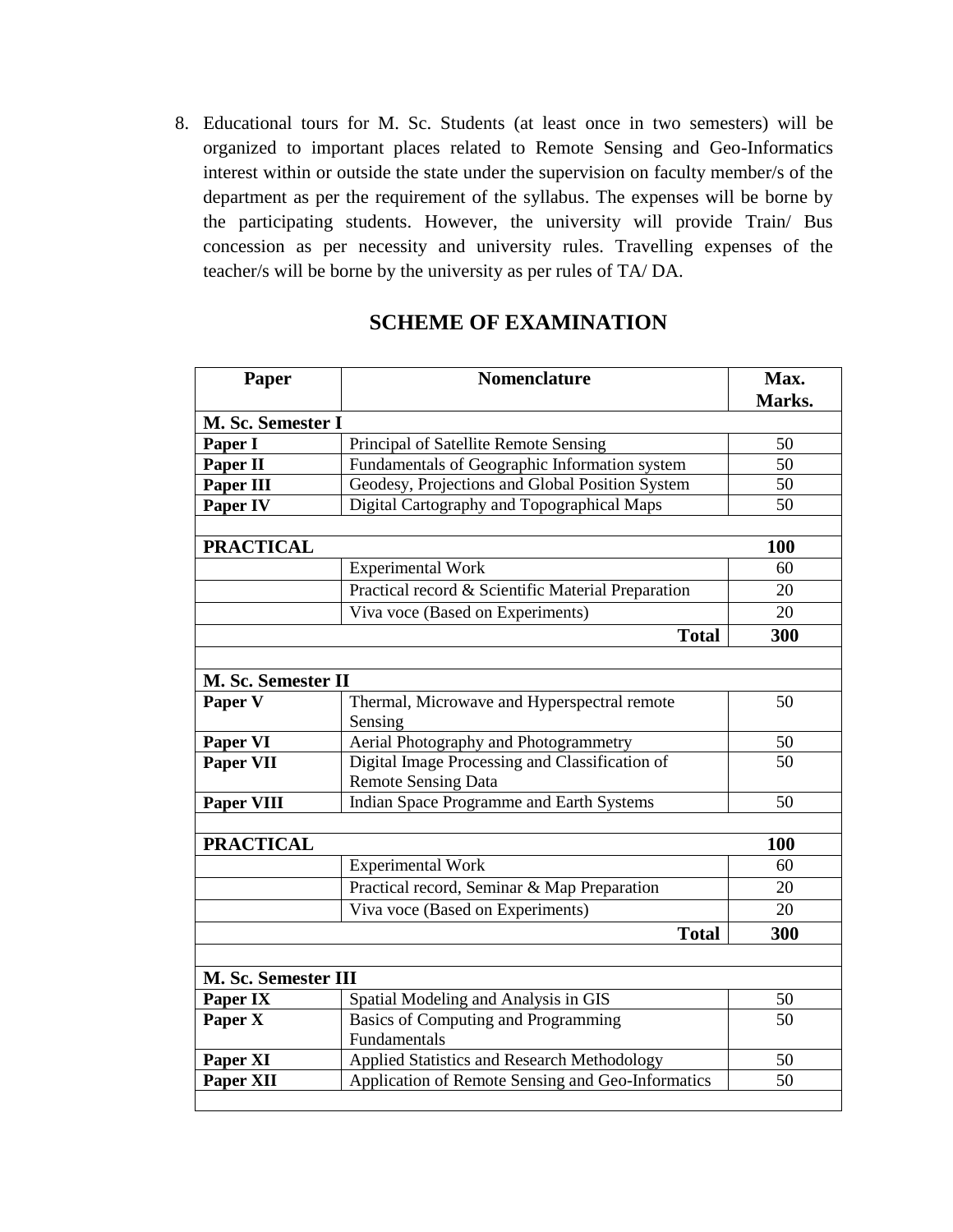8. Educational tours for M. Sc. Students (at least once in two semesters) will be organized to important places related to Remote Sensing and Geo-Informatics interest within or outside the state under the supervision on faculty member/s of the department as per the requirement of the syllabus. The expenses will be borne by the participating students. However, the university will provide Train/ Bus concession as per necessity and university rules. Travelling expenses of the teacher/s will be borne by the university as per rules of TA/ DA.

## SCHEME OF EXAMINATION

| Paper | Nomenclature | Max. Marks. |
|---|---|---|
| **M. Sc. Semester I** | | |
| **Paper I** | Principal of Satellite Remote Sensing | 50 |
| **Paper II** | Fundamentals of Geographic Information system | 50 |
| **Paper III** | Geodesy, Projections and Global Position System | 50 |
| **Paper IV** | Digital Cartography and Topographical Maps | 50 |
| | | |
| **PRACTICAL** | | **100** |
| | Experimental Work | 60 |
| | Practical record & Scientific Material Preparation | 20 |
| | Viva voce (Based on Experiments) | 20 |
| | **Total** | **300** |
| | | |
| **M. Sc. Semester II** | | |
| **Paper V** | Thermal, Microwave and Hyperspectral remote Sensing | 50 |
| **Paper VI** | Aerial Photography and Photogrammetry | 50 |
| **Paper VII** | Digital Image Processing and Classification of Remote Sensing Data | 50 |
| **Paper VIII** | Indian Space Programme and Earth Systems | 50 |
| | | |
| **PRACTICAL** | | **100** |
| | Experimental Work | 60 |
| | Practical record, Seminar & Map Preparation | 20 |
| | Viva voce (Based on Experiments) | 20 |
| | **Total** | **300** |
| | | |
| **M. Sc. Semester III** | | |
| **Paper IX** | Spatial Modeling and Analysis in GIS | 50 |
| **Paper X** | Basics of Computing and Programming Fundamentals | 50 |
| **Paper XI** | Applied Statistics and Research Methodology | 50 |
| **Paper XII** | Application of Remote Sensing and Geo-Informatics | 50 |
| | | |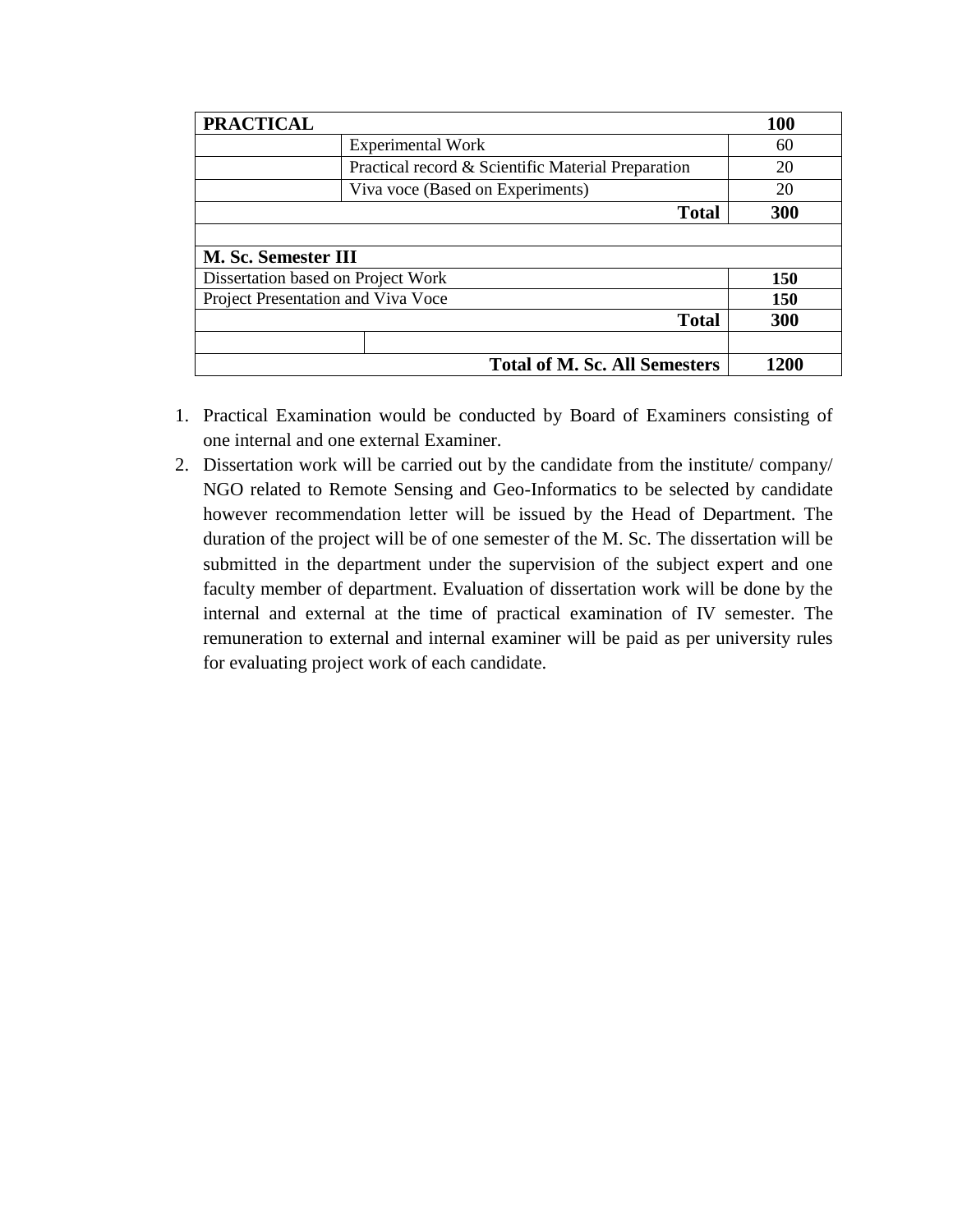| **PRACTICAL** | | **100** |
|---|---|---|
| | Experimental Work | 60 |
| | Practical record & Scientific Material Preparation | 20 |
| | Viva voce (Based on Experiments) | 20 |
| | **Total** | **300** |
| | | |
| **M. Sc. Semester III** | | |
| Dissertation based on Project Work | | **150** |
| Project Presentation and Viva Voce | | **150** |
| | **Total** | **300** |
| | | |
| | **Total of M. Sc. All Semesters** | **1200** |

1. Practical Examination would be conducted by Board of Examiners consisting of one internal and one external Examiner.
2. Dissertation work will be carried out by the candidate from the institute/ company/ NGO related to Remote Sensing and Geo-Informatics to be selected by candidate however recommendation letter will be issued by the Head of Department. The duration of the project will be of one semester of the M. Sc. The dissertation will be submitted in the department under the supervision of the subject expert and one faculty member of department. Evaluation of dissertation work will be done by the internal and external at the time of practical examination of IV semester. The remuneration to external and internal examiner will be paid as per university rules for evaluating project work of each candidate.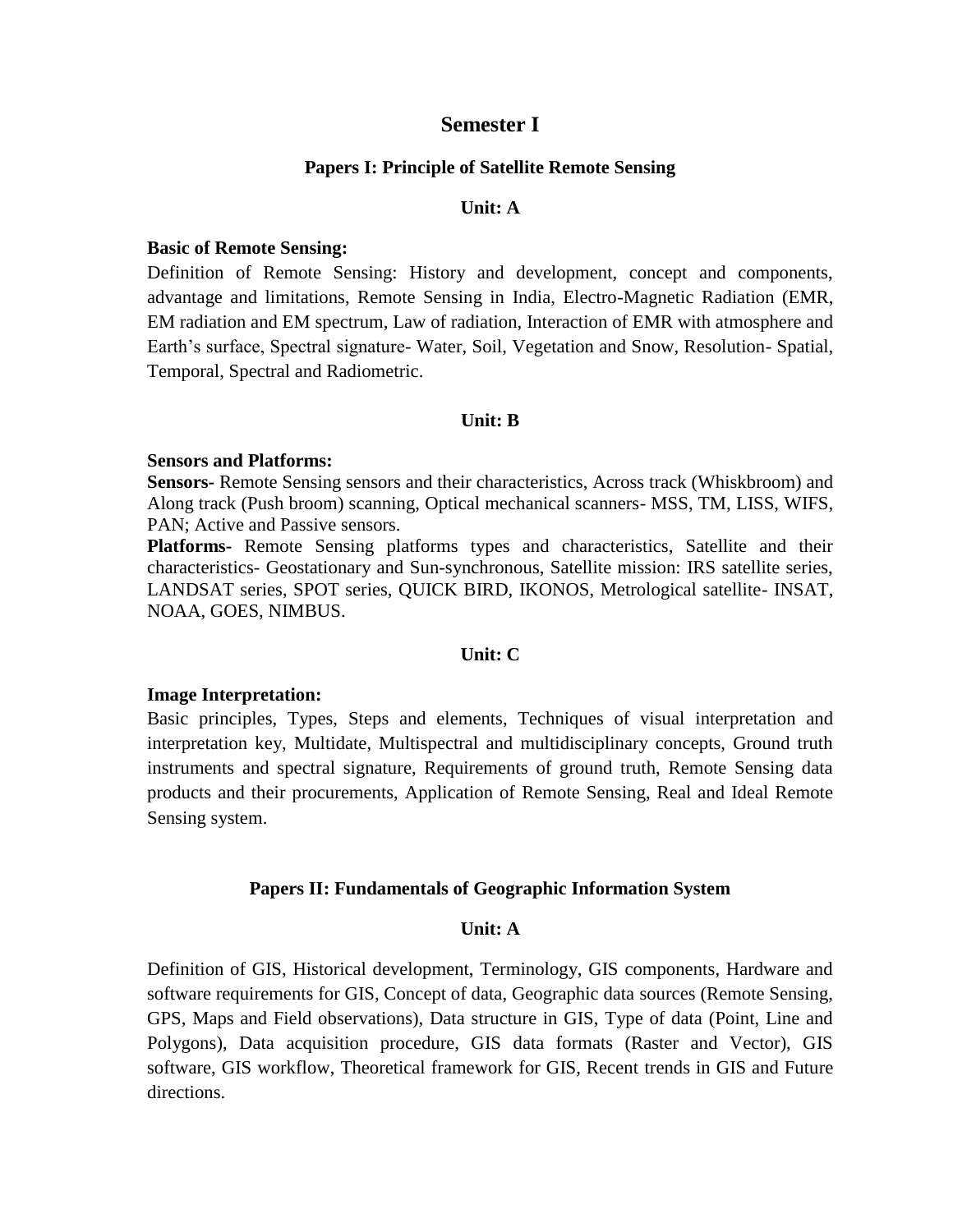# Semester I

## Papers I: Principle of Satellite Remote Sensing

### Unit: A

**Basic of Remote Sensing:**

Definition of Remote Sensing: History and development, concept and components, advantage and limitations, Remote Sensing in India, Electro-Magnetic Radiation (EMR, EM radiation and EM spectrum, Law of radiation, Interaction of EMR with atmosphere and Earth's surface, Spectral signature- Water, Soil, Vegetation and Snow, Resolution- Spatial, Temporal, Spectral and Radiometric.

### Unit: B

**Sensors and Platforms:**

**Sensors-** Remote Sensing sensors and their characteristics, Across track (Whiskbroom) and Along track (Push broom) scanning, Optical mechanical scanners- MSS, TM, LISS, WIFS, PAN; Active and Passive sensors.

**Platforms-** Remote Sensing platforms types and characteristics, Satellite and their characteristics- Geostationary and Sun-synchronous, Satellite mission: IRS satellite series, LANDSAT series, SPOT series, QUICK BIRD, IKONOS, Metrological satellite- INSAT, NOAA, GOES, NIMBUS.

### Unit: C

**Image Interpretation:**

Basic principles, Types, Steps and elements, Techniques of visual interpretation and interpretation key, Multidate, Multispectral and multidisciplinary concepts, Ground truth instruments and spectral signature, Requirements of ground truth, Remote Sensing data products and their procurements, Application of Remote Sensing, Real and Ideal Remote Sensing system.

## Papers II: Fundamentals of Geographic Information System

### Unit: A

Definition of GIS, Historical development, Terminology, GIS components, Hardware and software requirements for GIS, Concept of data, Geographic data sources (Remote Sensing, GPS, Maps and Field observations), Data structure in GIS, Type of data (Point, Line and Polygons), Data acquisition procedure, GIS data formats (Raster and Vector), GIS software, GIS workflow, Theoretical framework for GIS, Recent trends in GIS and Future directions.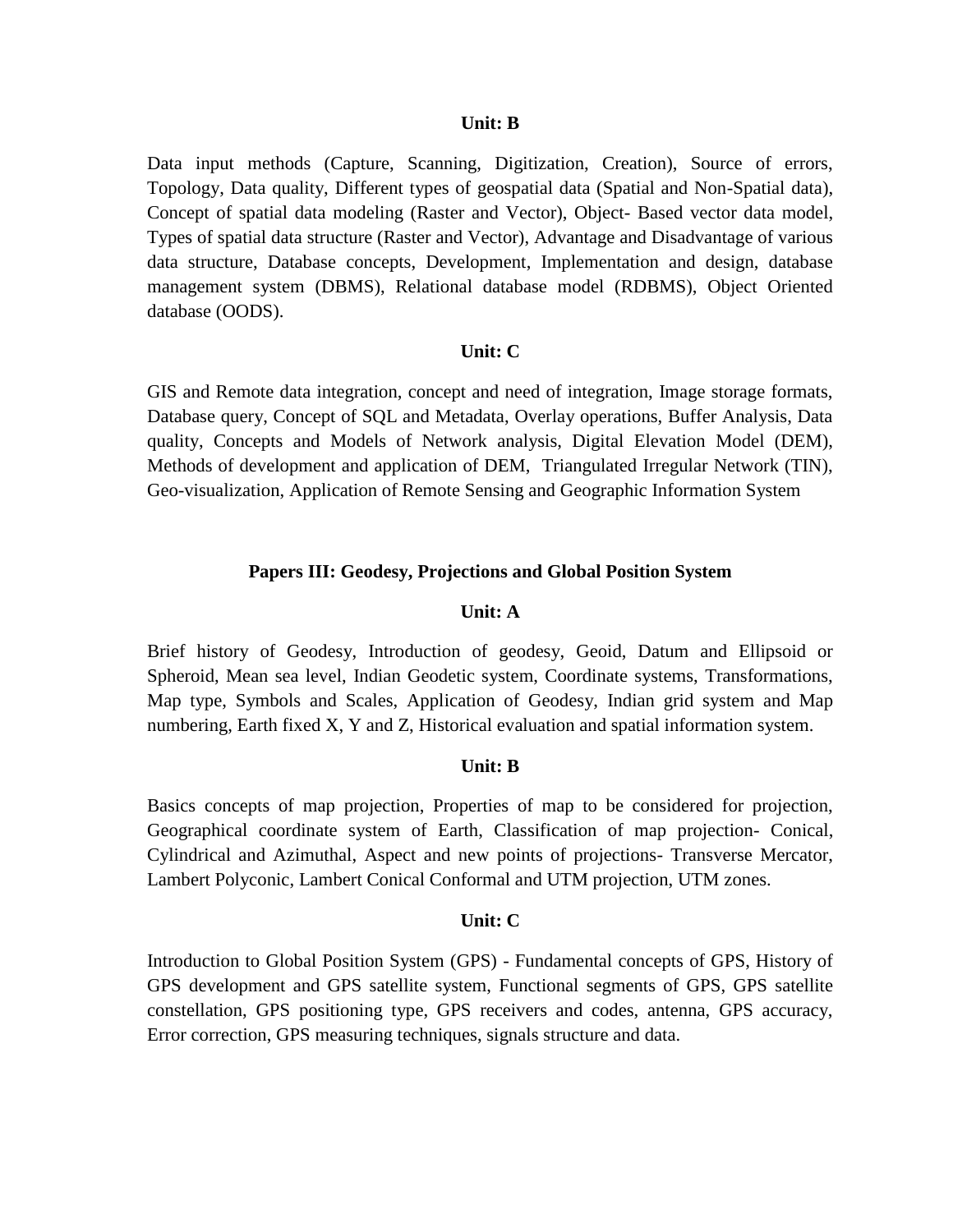### Unit: B

Data input methods (Capture, Scanning, Digitization, Creation), Source of errors, Topology, Data quality, Different types of geospatial data (Spatial and Non-Spatial data), Concept of spatial data modeling (Raster and Vector), Object- Based vector data model, Types of spatial data structure (Raster and Vector), Advantage and Disadvantage of various data structure, Database concepts, Development, Implementation and design, database management system (DBMS), Relational database model (RDBMS), Object Oriented database (OODS).

### Unit: C

GIS and Remote data integration, concept and need of integration, Image storage formats, Database query, Concept of SQL and Metadata, Overlay operations, Buffer Analysis, Data quality, Concepts and Models of Network analysis, Digital Elevation Model (DEM), Methods of development and application of DEM, Triangulated Irregular Network (TIN), Geo-visualization, Application of Remote Sensing and Geographic Information System

## Papers III: Geodesy, Projections and Global Position System

### Unit: A

Brief history of Geodesy, Introduction of geodesy, Geoid, Datum and Ellipsoid or Spheroid, Mean sea level, Indian Geodetic system, Coordinate systems, Transformations, Map type, Symbols and Scales, Application of Geodesy, Indian grid system and Map numbering, Earth fixed X, Y and Z, Historical evaluation and spatial information system.

### Unit: B

Basics concepts of map projection, Properties of map to be considered for projection, Geographical coordinate system of Earth, Classification of map projection- Conical, Cylindrical and Azimuthal, Aspect and new points of projections- Transverse Mercator, Lambert Polyconic, Lambert Conical Conformal and UTM projection, UTM zones.

### Unit: C

Introduction to Global Position System (GPS) - Fundamental concepts of GPS, History of GPS development and GPS satellite system, Functional segments of GPS, GPS satellite constellation, GPS positioning type, GPS receivers and codes, antenna, GPS accuracy, Error correction, GPS measuring techniques, signals structure and data.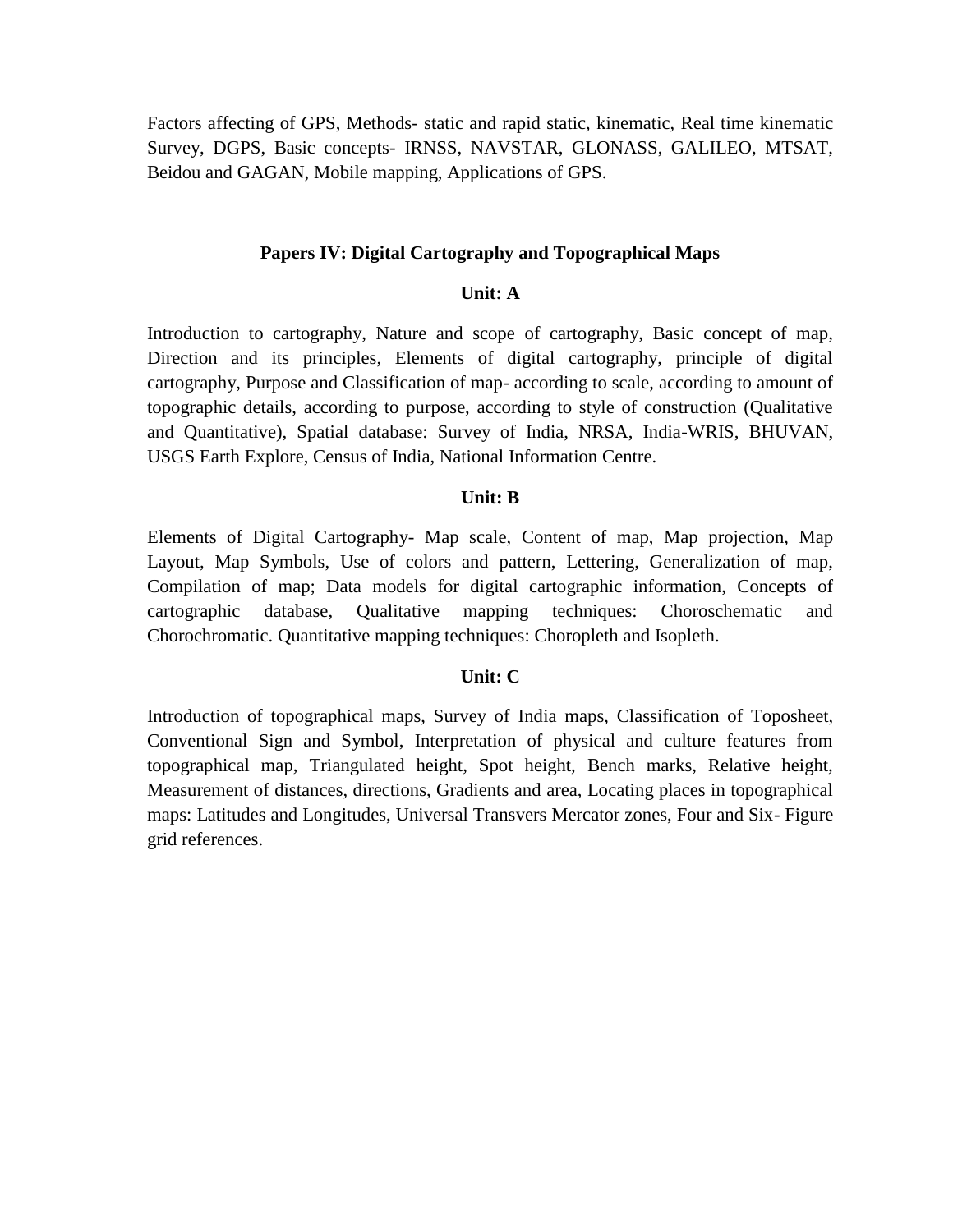Factors affecting of GPS, Methods- static and rapid static, kinematic, Real time kinematic Survey, DGPS, Basic concepts- IRNSS, NAVSTAR, GLONASS, GALILEO, MTSAT, Beidou and GAGAN, Mobile mapping, Applications of GPS.

## Papers IV: Digital Cartography and Topographical Maps

### Unit: A

Introduction to cartography, Nature and scope of cartography, Basic concept of map, Direction and its principles, Elements of digital cartography, principle of digital cartography, Purpose and Classification of map- according to scale, according to amount of topographic details, according to purpose, according to style of construction (Qualitative and Quantitative), Spatial database: Survey of India, NRSA, India-WRIS, BHUVAN, USGS Earth Explore, Census of India, National Information Centre.

### Unit: B

Elements of Digital Cartography- Map scale, Content of map, Map projection, Map Layout, Map Symbols, Use of colors and pattern, Lettering, Generalization of map, Compilation of map; Data models for digital cartographic information, Concepts of cartographic database, Qualitative mapping techniques: Choroschematic and Chorochromatic. Quantitative mapping techniques: Choropleth and Isopleth.

### Unit: C

Introduction of topographical maps, Survey of India maps, Classification of Toposheet, Conventional Sign and Symbol, Interpretation of physical and culture features from topographical map, Triangulated height, Spot height, Bench marks, Relative height, Measurement of distances, directions, Gradients and area, Locating places in topographical maps: Latitudes and Longitudes, Universal Transvers Mercator zones, Four and Six- Figure grid references.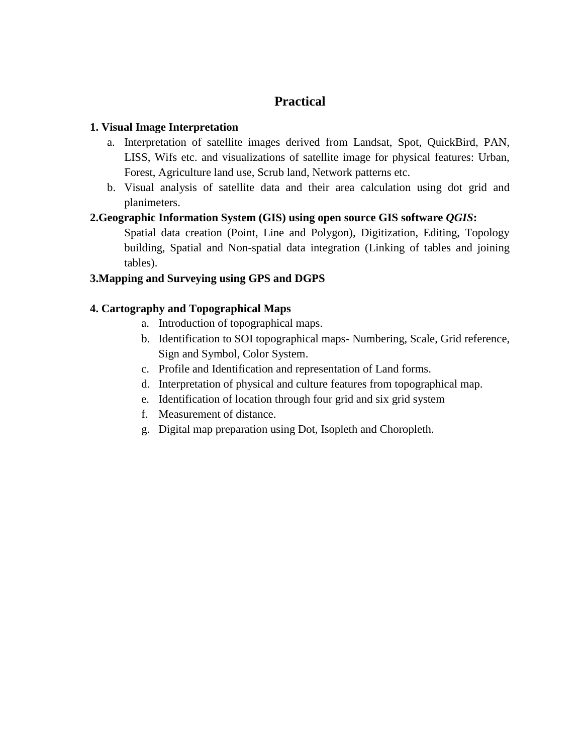# Practical

**1. Visual Image Interpretation**

a. Interpretation of satellite images derived from Landsat, Spot, QuickBird, PAN, LISS, Wifs etc. and visualizations of satellite image for physical features: Urban, Forest, Agriculture land use, Scrub land, Network patterns etc.

b. Visual analysis of satellite data and their area calculation using dot grid and planimeters.

**2.Geographic Information System (GIS) using open source GIS software *QGIS*:**

Spatial data creation (Point, Line and Polygon), Digitization, Editing, Topology building, Spatial and Non-spatial data integration (Linking of tables and joining tables).

**3.Mapping and Surveying using GPS and DGPS**

**4. Cartography and Topographical Maps**

a. Introduction of topographical maps.
b. Identification to SOI topographical maps- Numbering, Scale, Grid reference, Sign and Symbol, Color System.
c. Profile and Identification and representation of Land forms.
d. Interpretation of physical and culture features from topographical map.
e. Identification of location through four grid and six grid system
f. Measurement of distance.
g. Digital map preparation using Dot, Isopleth and Choropleth.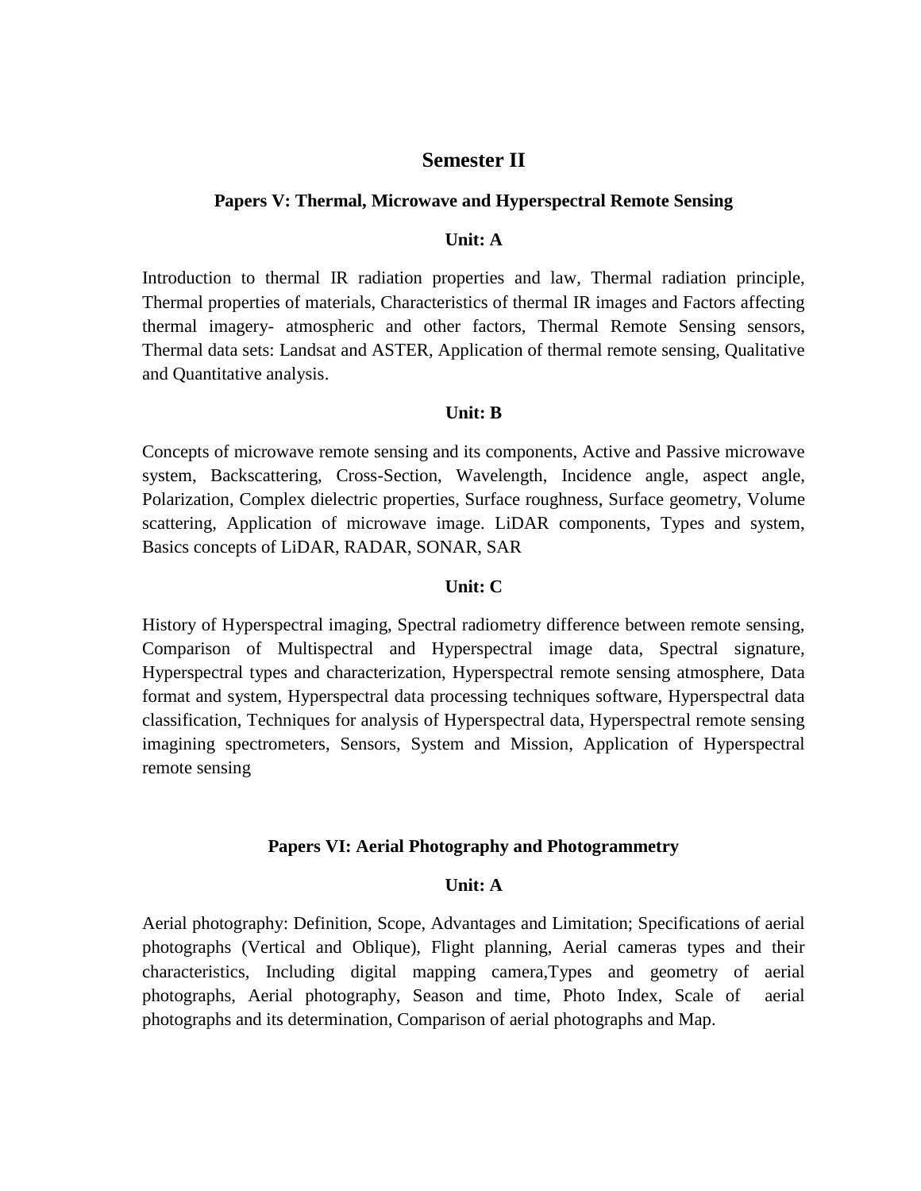# Semester II

## Papers V: Thermal, Microwave and Hyperspectral Remote Sensing

### Unit: A

Introduction to thermal IR radiation properties and law, Thermal radiation principle, Thermal properties of materials, Characteristics of thermal IR images and Factors affecting thermal imagery- atmospheric and other factors, Thermal Remote Sensing sensors, Thermal data sets: Landsat and ASTER, Application of thermal remote sensing, Qualitative and Quantitative analysis.

### Unit: B

Concepts of microwave remote sensing and its components, Active and Passive microwave system, Backscattering, Cross-Section, Wavelength, Incidence angle, aspect angle, Polarization, Complex dielectric properties, Surface roughness, Surface geometry, Volume scattering, Application of microwave image. LiDAR components, Types and system, Basics concepts of LiDAR, RADAR, SONAR, SAR

### Unit: C

History of Hyperspectral imaging, Spectral radiometry difference between remote sensing, Comparison of Multispectral and Hyperspectral image data, Spectral signature, Hyperspectral types and characterization, Hyperspectral remote sensing atmosphere, Data format and system, Hyperspectral data processing techniques software, Hyperspectral data classification, Techniques for analysis of Hyperspectral data, Hyperspectral remote sensing imagining spectrometers, Sensors, System and Mission, Application of Hyperspectral remote sensing

## Papers VI: Aerial Photography and Photogrammetry

### Unit: A

Aerial photography: Definition, Scope, Advantages and Limitation; Specifications of aerial photographs (Vertical and Oblique), Flight planning, Aerial cameras types and their characteristics, Including digital mapping camera,Types and geometry of aerial photographs, Aerial photography, Season and time, Photo Index, Scale of aerial photographs and its determination, Comparison of aerial photographs and Map.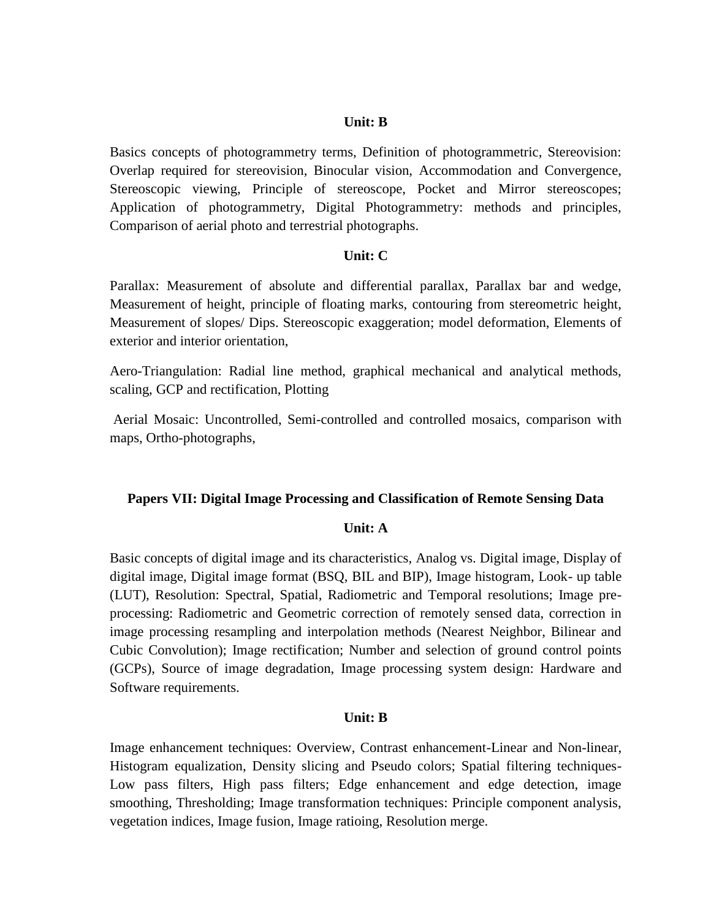### Unit: B

Basics concepts of photogrammetry terms, Definition of photogrammetric, Stereovision: Overlap required for stereovision, Binocular vision, Accommodation and Convergence, Stereoscopic viewing, Principle of stereoscope, Pocket and Mirror stereoscopes; Application of photogrammetry, Digital Photogrammetry: methods and principles, Comparison of aerial photo and terrestrial photographs.

### Unit: C

Parallax: Measurement of absolute and differential parallax, Parallax bar and wedge, Measurement of height, principle of floating marks, contouring from stereometric height, Measurement of slopes/ Dips. Stereoscopic exaggeration; model deformation, Elements of exterior and interior orientation,

Aero-Triangulation: Radial line method, graphical mechanical and analytical methods, scaling, GCP and rectification, Plotting

Aerial Mosaic: Uncontrolled, Semi-controlled and controlled mosaics, comparison with maps, Ortho-photographs,

## Papers VII: Digital Image Processing and Classification of Remote Sensing Data

### Unit: A

Basic concepts of digital image and its characteristics, Analog vs. Digital image, Display of digital image, Digital image format (BSQ, BIL and BIP), Image histogram, Look- up table (LUT), Resolution: Spectral, Spatial, Radiometric and Temporal resolutions; Image pre-processing: Radiometric and Geometric correction of remotely sensed data, correction in image processing resampling and interpolation methods (Nearest Neighbor, Bilinear and Cubic Convolution); Image rectification; Number and selection of ground control points (GCPs), Source of image degradation, Image processing system design: Hardware and Software requirements.

### Unit: B

Image enhancement techniques: Overview, Contrast enhancement-Linear and Non-linear, Histogram equalization, Density slicing and Pseudo colors; Spatial filtering techniques- Low pass filters, High pass filters; Edge enhancement and edge detection, image smoothing, Thresholding; Image transformation techniques: Principle component analysis, vegetation indices, Image fusion, Image ratioing, Resolution merge.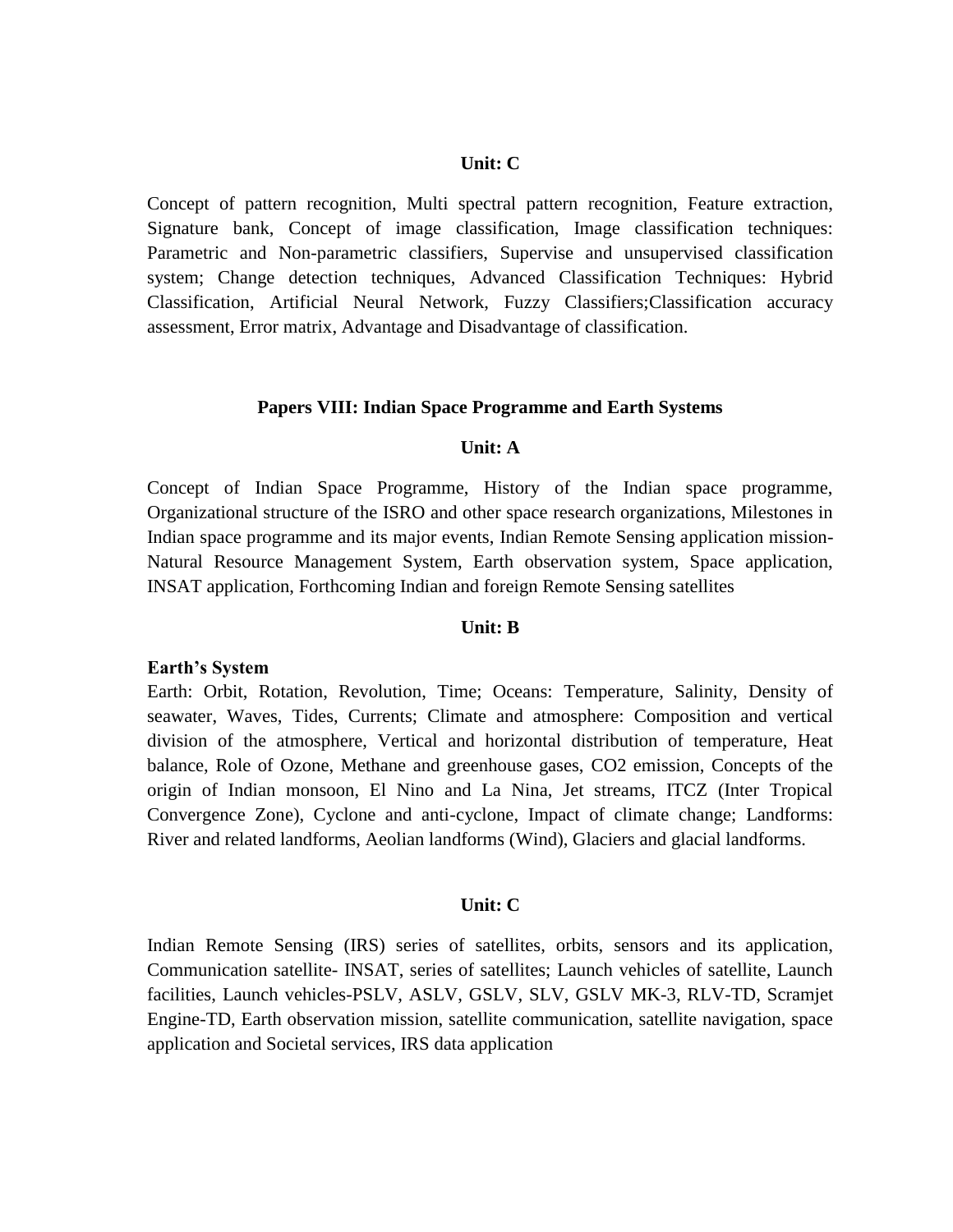### Unit: C

Concept of pattern recognition, Multi spectral pattern recognition, Feature extraction, Signature bank, Concept of image classification, Image classification techniques: Parametric and Non-parametric classifiers, Supervise and unsupervised classification system; Change detection techniques, Advanced Classification Techniques: Hybrid Classification, Artificial Neural Network, Fuzzy Classifiers;Classification accuracy assessment, Error matrix, Advantage and Disadvantage of classification.

## Papers VIII: Indian Space Programme and Earth Systems

### Unit: A

Concept of Indian Space Programme, History of the Indian space programme, Organizational structure of the ISRO and other space research organizations, Milestones in Indian space programme and its major events, Indian Remote Sensing application mission-Natural Resource Management System, Earth observation system, Space application, INSAT application, Forthcoming Indian and foreign Remote Sensing satellites

### Unit: B

**Earth's System**

Earth: Orbit, Rotation, Revolution, Time; Oceans: Temperature, Salinity, Density of seawater, Waves, Tides, Currents; Climate and atmosphere: Composition and vertical division of the atmosphere, Vertical and horizontal distribution of temperature, Heat balance, Role of Ozone, Methane and greenhouse gases, $CO_2$ emission, Concepts of the origin of Indian monsoon, El Nino and La Nina, Jet streams, ITCZ (Inter Tropical Convergence Zone), Cyclone and anti-cyclone, Impact of climate change; Landforms: River and related landforms, Aeolian landforms (Wind), Glaciers and glacial landforms.

### Unit: C

Indian Remote Sensing (IRS) series of satellites, orbits, sensors and its application, Communication satellite- INSAT, series of satellites; Launch vehicles of satellite, Launch facilities, Launch vehicles-PSLV, ASLV, GSLV, SLV, GSLV MK-3, RLV-TD, Scramjet Engine-TD, Earth observation mission, satellite communication, satellite navigation, space application and Societal services, IRS data application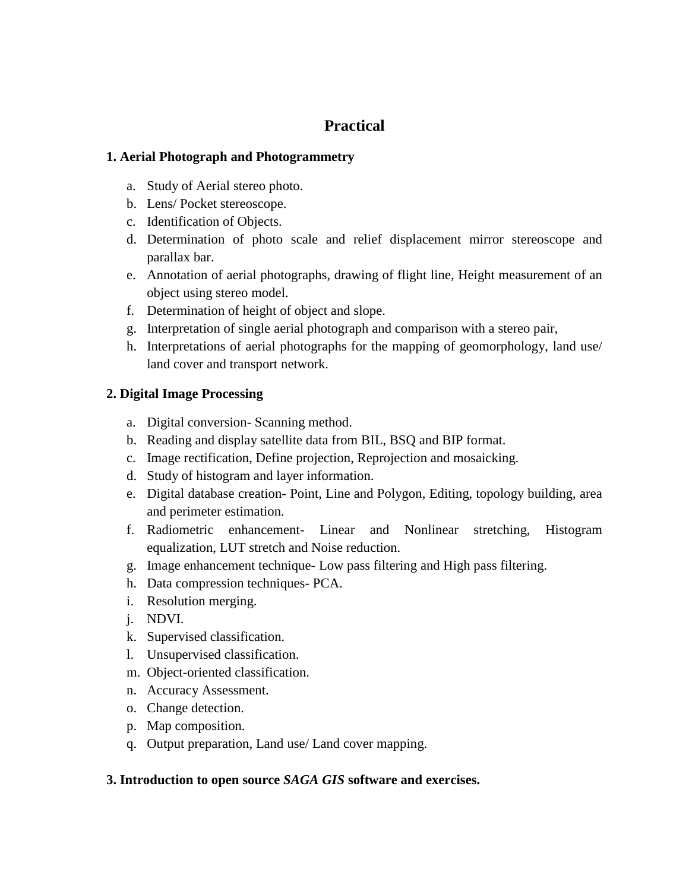# Practical

## 1. Aerial Photograph and Photogrammetry

a. Study of Aerial stereo photo.
b. Lens/ Pocket stereoscope.
c. Identification of Objects.
d. Determination of photo scale and relief displacement mirror stereoscope and parallax bar.
e. Annotation of aerial photographs, drawing of flight line, Height measurement of an object using stereo model.
f. Determination of height of object and slope.
g. Interpretation of single aerial photograph and comparison with a stereo pair,
h. Interpretations of aerial photographs for the mapping of geomorphology, land use/ land cover and transport network.

## 2. Digital Image Processing

a. Digital conversion- Scanning method.
b. Reading and display satellite data from BIL, BSQ and BIP format.
c. Image rectification, Define projection, Reprojection and mosaicking.
d. Study of histogram and layer information.
e. Digital database creation- Point, Line and Polygon, Editing, topology building, area and perimeter estimation.
f. Radiometric enhancement- Linear and Nonlinear stretching, Histogram equalization, LUT stretch and Noise reduction.
g. Image enhancement technique- Low pass filtering and High pass filtering.
h. Data compression techniques- PCA.
i. Resolution merging.
j. NDVI.
k. Supervised classification.
l. Unsupervised classification.
m. Object-oriented classification.
n. Accuracy Assessment.
o. Change detection.
p. Map composition.
q. Output preparation, Land use/ Land cover mapping.

## 3. Introduction to open source *SAGA GIS* software and exercises.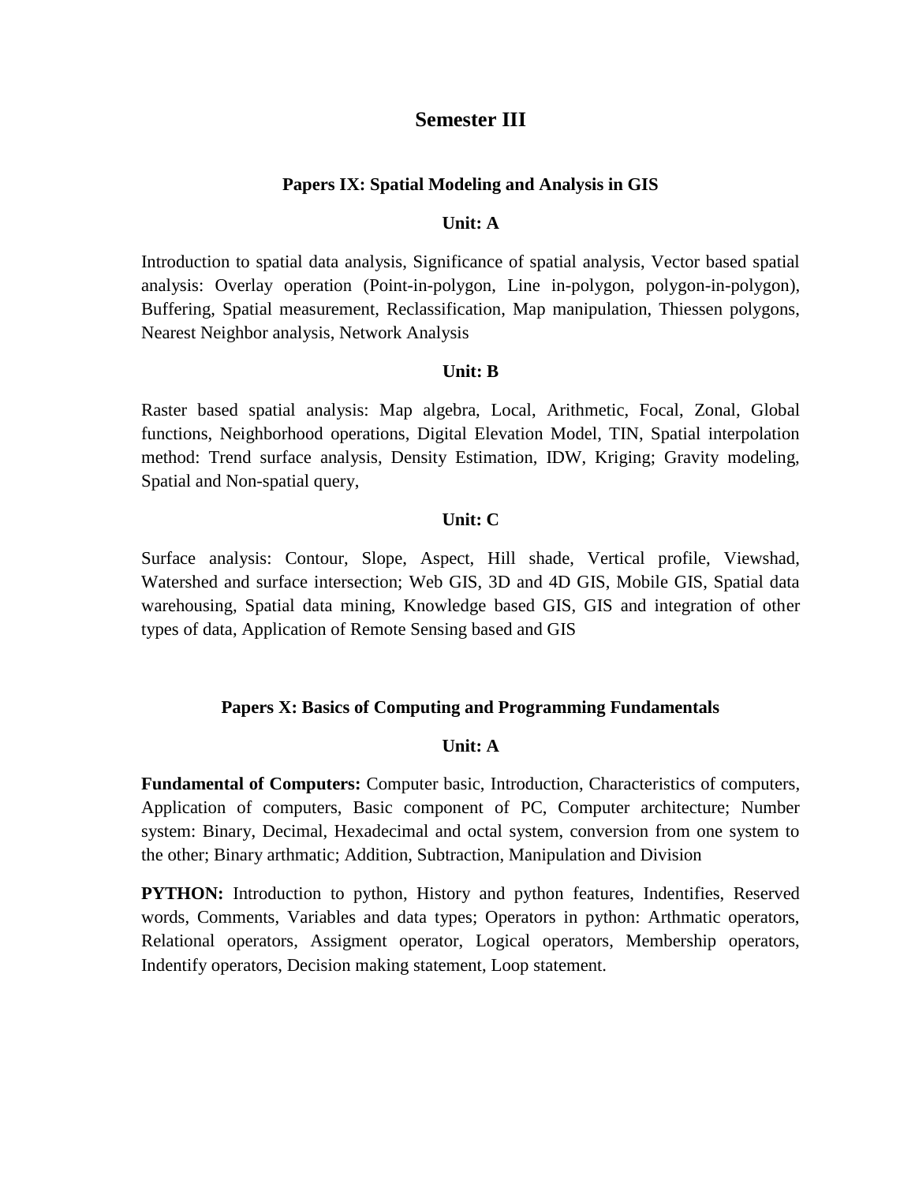# Semester III

## Papers IX: Spatial Modeling and Analysis in GIS

### Unit: A

Introduction to spatial data analysis, Significance of spatial analysis, Vector based spatial analysis: Overlay operation (Point-in-polygon, Line in-polygon, polygon-in-polygon), Buffering, Spatial measurement, Reclassification, Map manipulation, Thiessen polygons, Nearest Neighbor analysis, Network Analysis

### Unit: B

Raster based spatial analysis: Map algebra, Local, Arithmetic, Focal, Zonal, Global functions, Neighborhood operations, Digital Elevation Model, TIN, Spatial interpolation method: Trend surface analysis, Density Estimation, IDW, Kriging; Gravity modeling, Spatial and Non-spatial query,

### Unit: C

Surface analysis: Contour, Slope, Aspect, Hill shade, Vertical profile, Viewshad, Watershed and surface intersection; Web GIS, 3D and 4D GIS, Mobile GIS, Spatial data warehousing, Spatial data mining, Knowledge based GIS, GIS and integration of other types of data, Application of Remote Sensing based and GIS

## Papers X: Basics of Computing and Programming Fundamentals

### Unit: A

**Fundamental of Computers:** Computer basic, Introduction, Characteristics of computers, Application of computers, Basic component of PC, Computer architecture; Number system: Binary, Decimal, Hexadecimal and octal system, conversion from one system to the other; Binary arthmatic; Addition, Subtraction, Manipulation and Division

**PYTHON:** Introduction to python, History and python features, Indentifies, Reserved words, Comments, Variables and data types; Operators in python: Arthmatic operators, Relational operators, Assigment operator, Logical operators, Membership operators, Indentify operators, Decision making statement, Loop statement.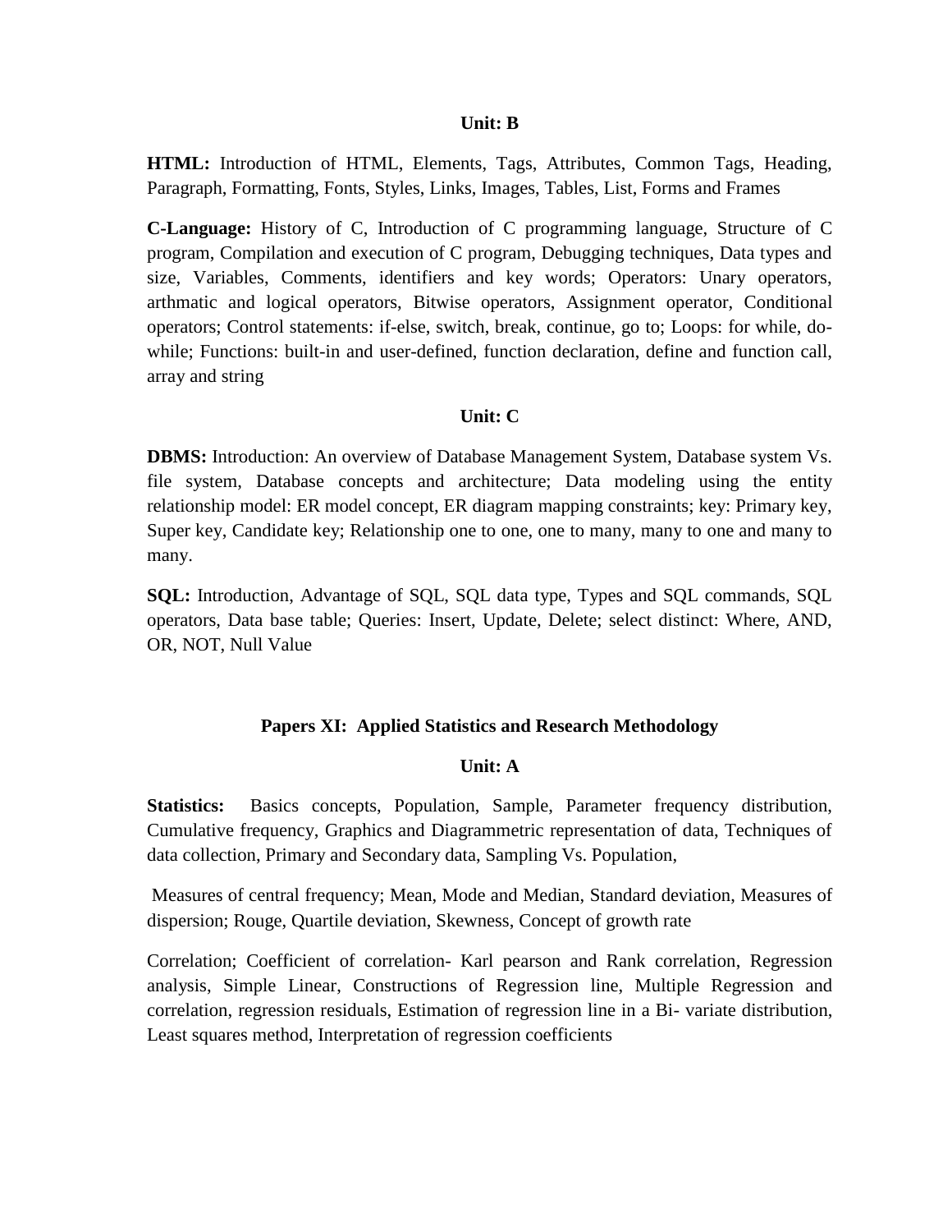### Unit: B

**HTML:** Introduction of HTML, Elements, Tags, Attributes, Common Tags, Heading, Paragraph, Formatting, Fonts, Styles, Links, Images, Tables, List, Forms and Frames

**C-Language:** History of C, Introduction of C programming language, Structure of C program, Compilation and execution of C program, Debugging techniques, Data types and size, Variables, Comments, identifiers and key words; Operators: Unary operators, arthmatic and logical operators, Bitwise operators, Assignment operator, Conditional operators; Control statements: if-else, switch, break, continue, go to; Loops: for while, do-while; Functions: built-in and user-defined, function declaration, define and function call, array and string

### Unit: C

**DBMS:** Introduction: An overview of Database Management System, Database system Vs. file system, Database concepts and architecture; Data modeling using the entity relationship model: ER model concept, ER diagram mapping constraints; key: Primary key, Super key, Candidate key; Relationship one to one, one to many, many to one and many to many.

**SQL:** Introduction, Advantage of SQL, SQL data type, Types and SQL commands, SQL operators, Data base table; Queries: Insert, Update, Delete; select distinct: Where, AND, OR, NOT, Null Value

## Papers XI: Applied Statistics and Research Methodology

### Unit: A

**Statistics:** Basics concepts, Population, Sample, Parameter frequency distribution, Cumulative frequency, Graphics and Diagrammetric representation of data, Techniques of data collection, Primary and Secondary data, Sampling Vs. Population,

Measures of central frequency; Mean, Mode and Median, Standard deviation, Measures of dispersion; Rouge, Quartile deviation, Skewness, Concept of growth rate

Correlation; Coefficient of correlation- Karl pearson and Rank correlation, Regression analysis, Simple Linear, Constructions of Regression line, Multiple Regression and correlation, regression residuals, Estimation of regression line in a Bi- variate distribution, Least squares method, Interpretation of regression coefficients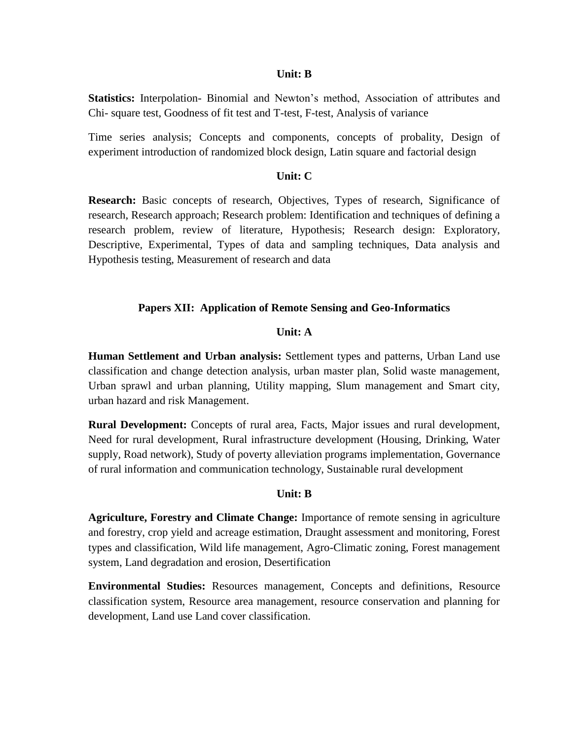**Unit: B**

**Statistics:** Interpolation- Binomial and Newton's method, Association of attributes and Chi- square test, Goodness of fit test and T-test, F-test, Analysis of variance

Time series analysis; Concepts and components, concepts of probality, Design of experiment introduction of randomized block design, Latin square and factorial design

**Unit: C**

**Research:** Basic concepts of research, Objectives, Types of research, Significance of research, Research approach; Research problem: Identification and techniques of defining a research problem, review of literature, Hypothesis; Research design: Exploratory, Descriptive, Experimental, Types of data and sampling techniques, Data analysis and Hypothesis testing, Measurement of research and data

## Papers XII: Application of Remote Sensing and Geo-Informatics

**Unit: A**

**Human Settlement and Urban analysis:** Settlement types and patterns, Urban Land use classification and change detection analysis, urban master plan, Solid waste management, Urban sprawl and urban planning, Utility mapping, Slum management and Smart city, urban hazard and risk Management.

**Rural Development:** Concepts of rural area, Facts, Major issues and rural development, Need for rural development, Rural infrastructure development (Housing, Drinking, Water supply, Road network), Study of poverty alleviation programs implementation, Governance of rural information and communication technology, Sustainable rural development

**Unit: B**

**Agriculture, Forestry and Climate Change:** Importance of remote sensing in agriculture and forestry, crop yield and acreage estimation, Draught assessment and monitoring, Forest types and classification, Wild life management, Agro-Climatic zoning, Forest management system, Land degradation and erosion, Desertification

**Environmental Studies:** Resources management, Concepts and definitions, Resource classification system, Resource area management, resource conservation and planning for development, Land use Land cover classification.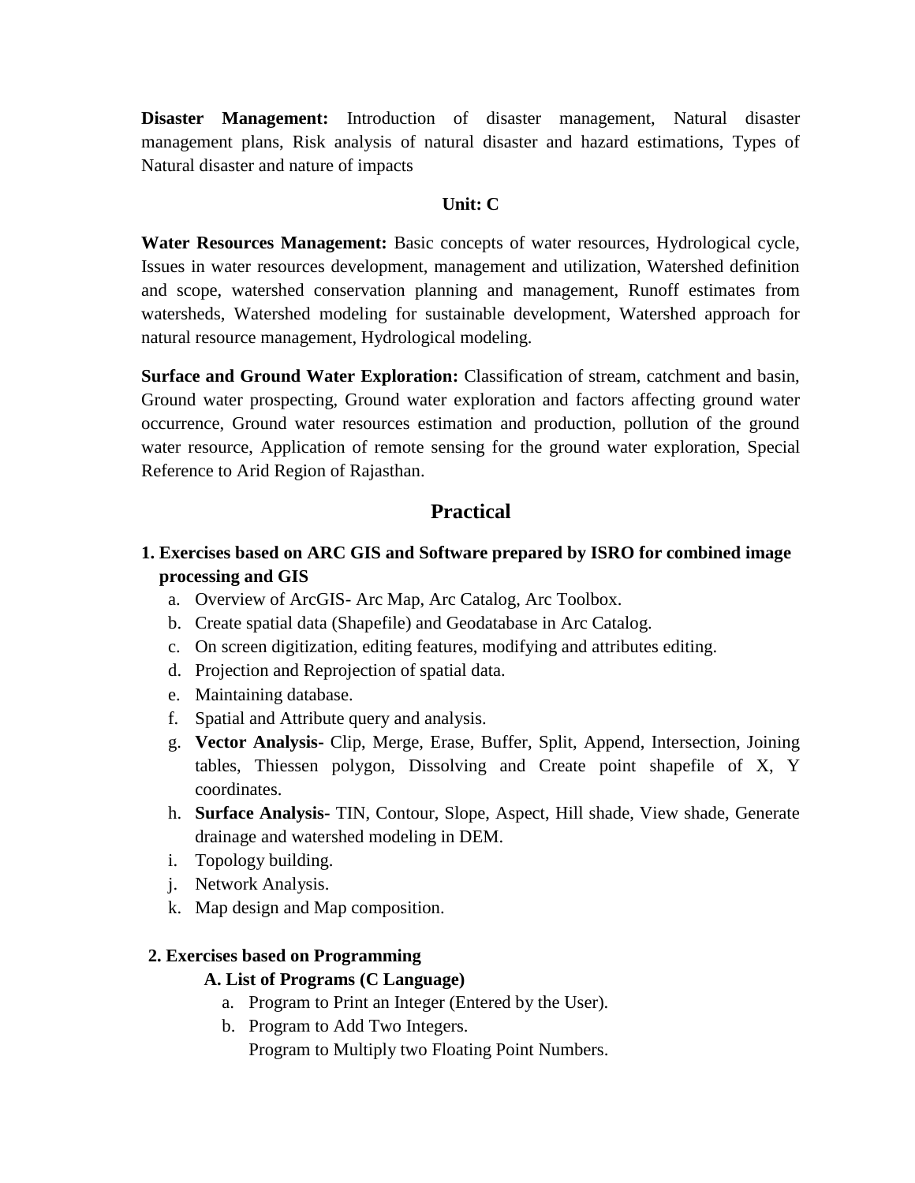**Disaster Management:** Introduction of disaster management, Natural disaster management plans, Risk analysis of natural disaster and hazard estimations, Types of Natural disaster and nature of impacts

### Unit: C

**Water Resources Management:** Basic concepts of water resources, Hydrological cycle, Issues in water resources development, management and utilization, Watershed definition and scope, watershed conservation planning and management, Runoff estimates from watersheds, Watershed modeling for sustainable development, Watershed approach for natural resource management, Hydrological modeling.

**Surface and Ground Water Exploration:** Classification of stream, catchment and basin, Ground water prospecting, Ground water exploration and factors affecting ground water occurrence, Ground water resources estimation and production, pollution of the ground water resource, Application of remote sensing for the ground water exploration, Special Reference to Arid Region of Rajasthan.

## Practical

**1. Exercises based on ARC GIS and Software prepared by ISRO for combined image processing and GIS**

a. Overview of ArcGIS- Arc Map, Arc Catalog, Arc Toolbox.
b. Create spatial data (Shapefile) and Geodatabase in Arc Catalog.
c. On screen digitization, editing features, modifying and attributes editing.
d. Projection and Reprojection of spatial data.
e. Maintaining database.
f. Spatial and Attribute query and analysis.
g. **Vector Analysis-** Clip, Merge, Erase, Buffer, Split, Append, Intersection, Joining tables, Thiessen polygon, Dissolving and Create point shapefile of X, Y coordinates.
h. **Surface Analysis-** TIN, Contour, Slope, Aspect, Hill shade, View shade, Generate drainage and watershed modeling in DEM.
i. Topology building.
j. Network Analysis.
k. Map design and Map composition.

**2. Exercises based on Programming**

**A. List of Programs (C Language)**

a. Program to Print an Integer (Entered by the User).
b. Program to Add Two Integers.
   Program to Multiply two Floating Point Numbers.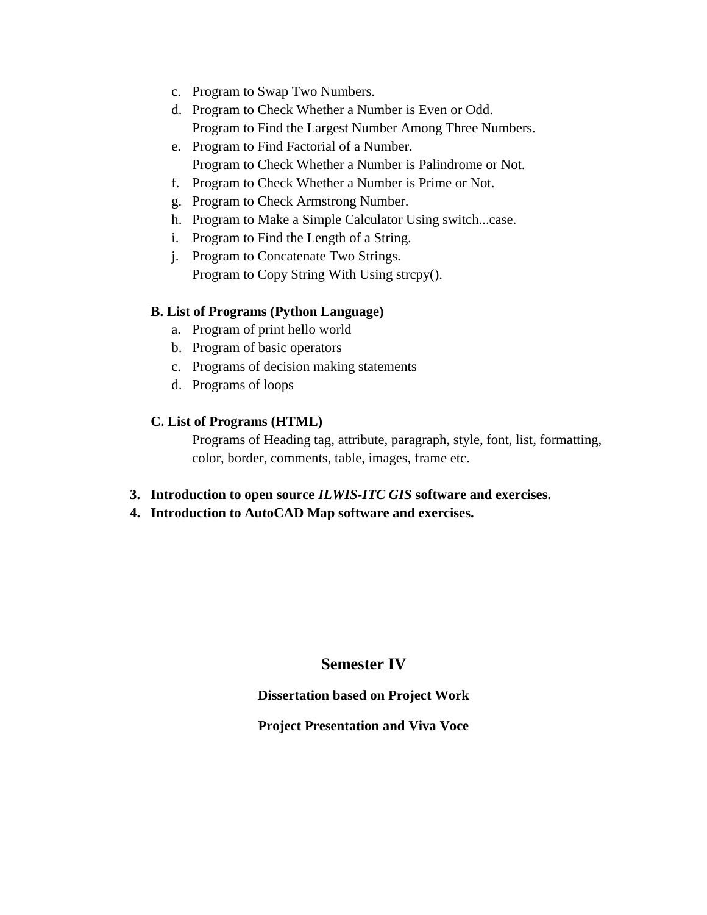c. Program to Swap Two Numbers.
d. Program to Check Whether a Number is Even or Odd.
   Program to Find the Largest Number Among Three Numbers.
e. Program to Find Factorial of a Number.
   Program to Check Whether a Number is Palindrome or Not.
f. Program to Check Whether a Number is Prime or Not.
g. Program to Check Armstrong Number.
h. Program to Make a Simple Calculator Using switch...case.
i. Program to Find the Length of a String.
j. Program to Concatenate Two Strings.
   Program to Copy String With Using strcpy().

**B. List of Programs (Python Language)**

a. Program of print hello world
b. Program of basic operators
c. Programs of decision making statements
d. Programs of loops

**C. List of Programs (HTML)**

Programs of Heading tag, attribute, paragraph, style, font, list, formatting, color, border, comments, table, images, frame etc.

3. **Introduction to open source *ILWIS-ITC GIS* software and exercises.**
4. **Introduction to AutoCAD Map software and exercises.**

## Semester IV

**Dissertation based on Project Work**

**Project Presentation and Viva Voce**